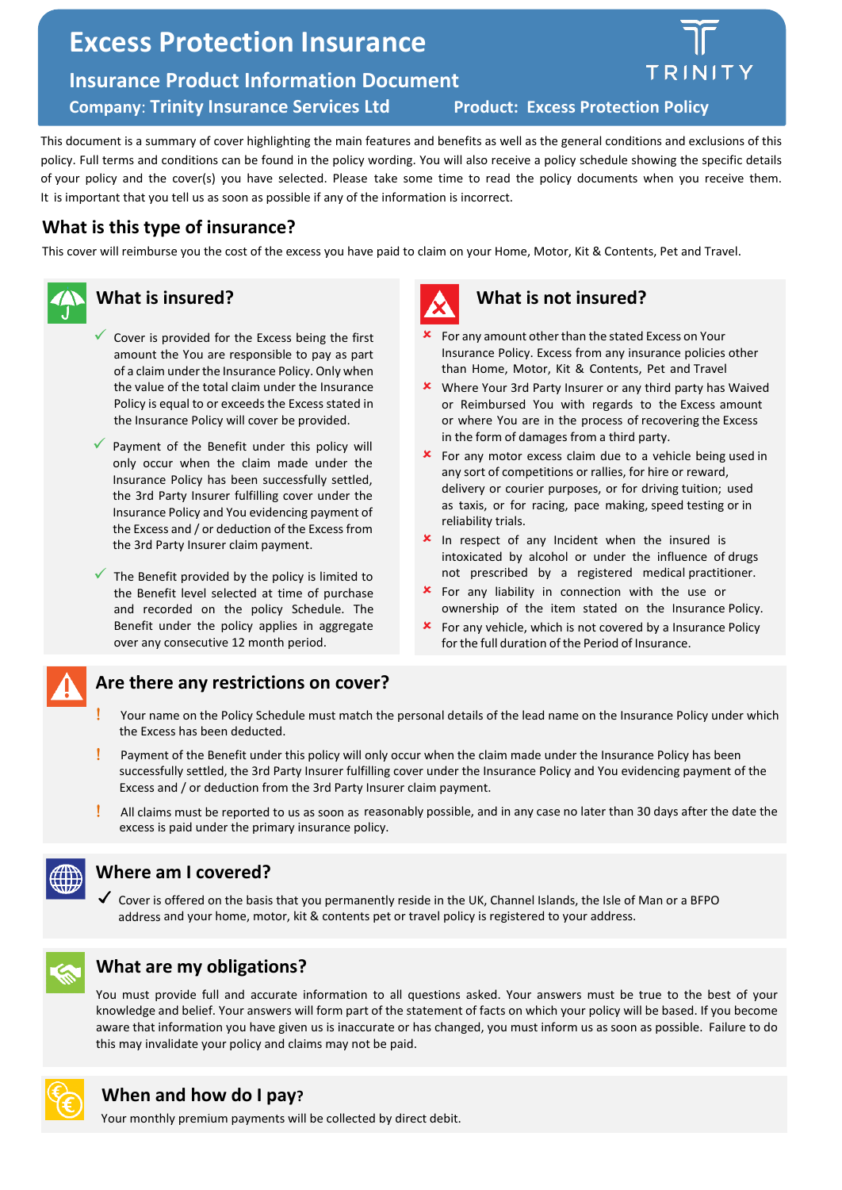# Excess Protection Insurance

## Insurance Product Information Document

**Company: Trinity Insurance Services Ltd** **Product: Excess Protection Policy**

TRINITY

This document is a summary of cover highlighting the main features and benefits as well as the general conditions and exclusions of this policy. Full terms and conditions can be found in the policy wording. You will also receive a policy schedule showing the specific details of your policy and the cover(s) you have selected. Please take some time to read the policy documents when you receive them. It is important that you tell us as soon as possible if any of the information is incorrect.

## What is this type of insurance?

This cover will reimburse you the cost of the excess you have paid to claim on your Home, Motor, Kit & Contents, Pet and Travel.

## What is insured?

- ✓ Cover is provided for the Excess being the first amount the You are responsible to pay as part of a claim under the Insurance Policy. Only when the value of the total claim under the Insurance Policy is equal to or exceeds the Excess stated in the Insurance Policy will cover be provided.
- ✓ Payment of the Benefit under this policy will only occur when the claim made under the Insurance Policy has been successfully settled, the 3rd Party Insurer fulfilling cover under the Insurance Policy and You evidencing payment of the Excess and / or deduction of the Excess from the 3rd Party Insurer claim payment.
- ✓ The Benefit provided by the policy is limited to the Benefit level selected at time of purchase and recorded on the policy Schedule. The Benefit under the policy applies in aggregate over any consecutive 12 month period.

## What is not insured?

- ✗ For any amount other than the stated Excess on Your Insurance Policy. Excess from any insurance policies other than Home, Motor, Kit & Contents, Pet and Travel
- ✗ Where Your 3rd Party Insurer or any third party has Waived or Reimbursed You with regards to the Excess amount or where You are in the process of recovering the Excess in the form of damages from a third party.
- ✗ For any motor excess claim due to a vehicle being used in any sort of competitions or rallies, for hire or reward, delivery or courier purposes, or for driving tuition; used as taxis, or for racing, pace making, speed testing or in reliability trials.
- ✗ In respect of any Incident when the insured is intoxicated by alcohol or under the influence of drugs not prescribed by a registered medical practitioner.
- ✗ For any liability in connection with the use or ownership of the item stated on the Insurance Policy.
- ✗ For any vehicle, which is not covered by a Insurance Policy for the full duration of the Period of Insurance.

## Are there any restrictions on cover?

- ! Your name on the Policy Schedule must match the personal details of the lead name on the Insurance Policy under which the Excess has been deducted.
- ! Payment of the Benefit under this policy will only occur when the claim made under the Insurance Policy has been successfully settled, the 3rd Party Insurer fulfilling cover under the Insurance Policy and You evidencing payment of the Excess and / or deduction from the 3rd Party Insurer claim payment.
- ! All claims must be reported to us as soon as reasonably possible, and in any case no later than 30 days after the date the excess is paid under the primary insurance policy.

## Where am I covered?

- ✓ Cover is offered on the basis that you permanently reside in the UK, Channel Islands, the Isle of Man or a BFPO address and your home, motor, kit & contents pet or travel policy is registered to your address.

## What are my obligations?

You must provide full and accurate information to all questions asked. Your answers must be true to the best of your knowledge and belief. Your answers will form part of the statement of facts on which your policy will be based. If you become aware that information you have given us is inaccurate or has changed, you must inform us as soon as possible. Failure to do this may invalidate your policy and claims may not be paid.

## When and how do I pay?

Your monthly premium payments will be collected by direct debit.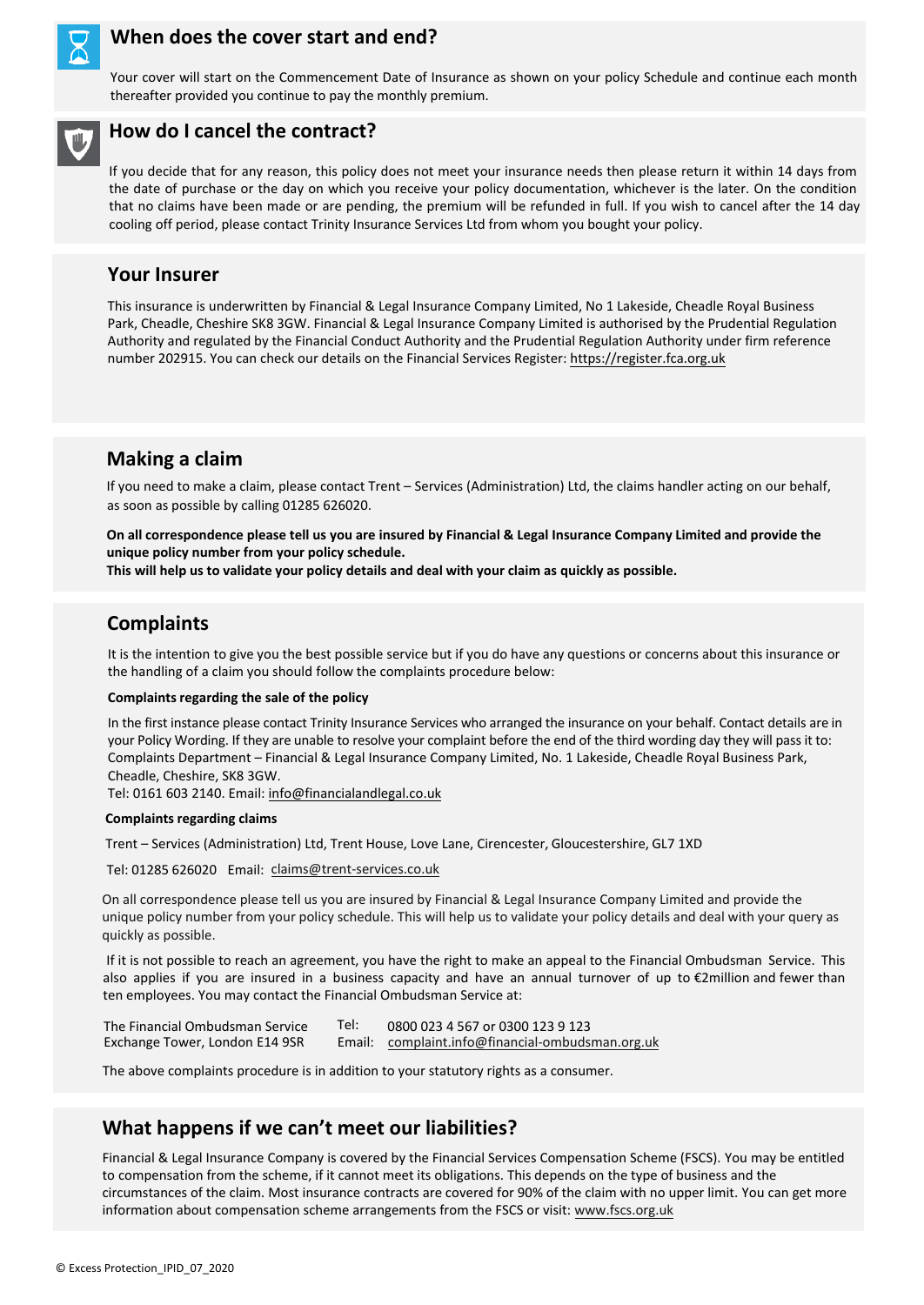## When does the cover start and end?

Your cover will start on the Commencement Date of Insurance as shown on your policy Schedule and continue each month thereafter provided you continue to pay the monthly premium.

## How do I cancel the contract?

If you decide that for any reason, this policy does not meet your insurance needs then please return it within 14 days from the date of purchase or the day on which you receive your policy documentation, whichever is the later. On the condition that no claims have been made or are pending, the premium will be refunded in full. If you wish to cancel after the 14 day cooling off period, please contact Trinity Insurance Services Ltd from whom you bought your policy.

## Your Insurer

This insurance is underwritten by Financial & Legal Insurance Company Limited, No 1 Lakeside, Cheadle Royal Business Park, Cheadle, Cheshire SK8 3GW. Financial & Legal Insurance Company Limited is authorised by the Prudential Regulation Authority and regulated by the Financial Conduct Authority and the Prudential Regulation Authority under firm reference number 202915. You can check our details on the Financial Services Register: https://register.fca.org.uk

## Making a claim

If you need to make a claim, please contact Trent – Services (Administration) Ltd, the claims handler acting on our behalf, as soon as possible by calling 01285 626020.

**On all correspondence please tell us you are insured by Financial & Legal Insurance Company Limited and provide the unique policy number from your policy schedule.**
**This will help us to validate your policy details and deal with your claim as quickly as possible.**

## Complaints

It is the intention to give you the best possible service but if you do have any questions or concerns about this insurance or the handling of a claim you should follow the complaints procedure below:

**Complaints regarding the sale of the policy**

In the first instance please contact Trinity Insurance Services who arranged the insurance on your behalf. Contact details are in your Policy Wording. If they are unable to resolve your complaint before the end of the third wording day they will pass it to: Complaints Department – Financial & Legal Insurance Company Limited, No. 1 Lakeside, Cheadle Royal Business Park, Cheadle, Cheshire, SK8 3GW.
Tel: 0161 603 2140. Email: info@financialandlegal.co.uk

**Complaints regarding claims**

Trent – Services (Administration) Ltd, Trent House, Love Lane, Cirencester, Gloucestershire, GL7 1XD

Tel: 01285 626020 Email: claims@trent-services.co.uk

On all correspondence please tell us you are insured by Financial & Legal Insurance Company Limited and provide the unique policy number from your policy schedule. This will help us to validate your policy details and deal with your query as quickly as possible.

If it is not possible to reach an agreement, you have the right to make an appeal to the Financial Ombudsman Service. This also applies if you are insured in a business capacity and have an annual turnover of up to €2million and fewer than ten employees. You may contact the Financial Ombudsman Service at:

| | | |
|---|---|---|
| The Financial Ombudsman Service | Tel: | 0800 023 4 567 or 0300 123 9 123 |
| Exchange Tower, London E14 9SR | Email: | complaint.info@financial-ombudsman.org.uk |

The above complaints procedure is in addition to your statutory rights as a consumer.

## What happens if we can't meet our liabilities?

Financial & Legal Insurance Company is covered by the Financial Services Compensation Scheme (FSCS). You may be entitled to compensation from the scheme, if it cannot meet its obligations. This depends on the type of business and the circumstances of the claim. Most insurance contracts are covered for 90% of the claim with no upper limit. You can get more information about compensation scheme arrangements from the FSCS or visit: www.fscs.org.uk

© Excess Protection_IPID_07_2020